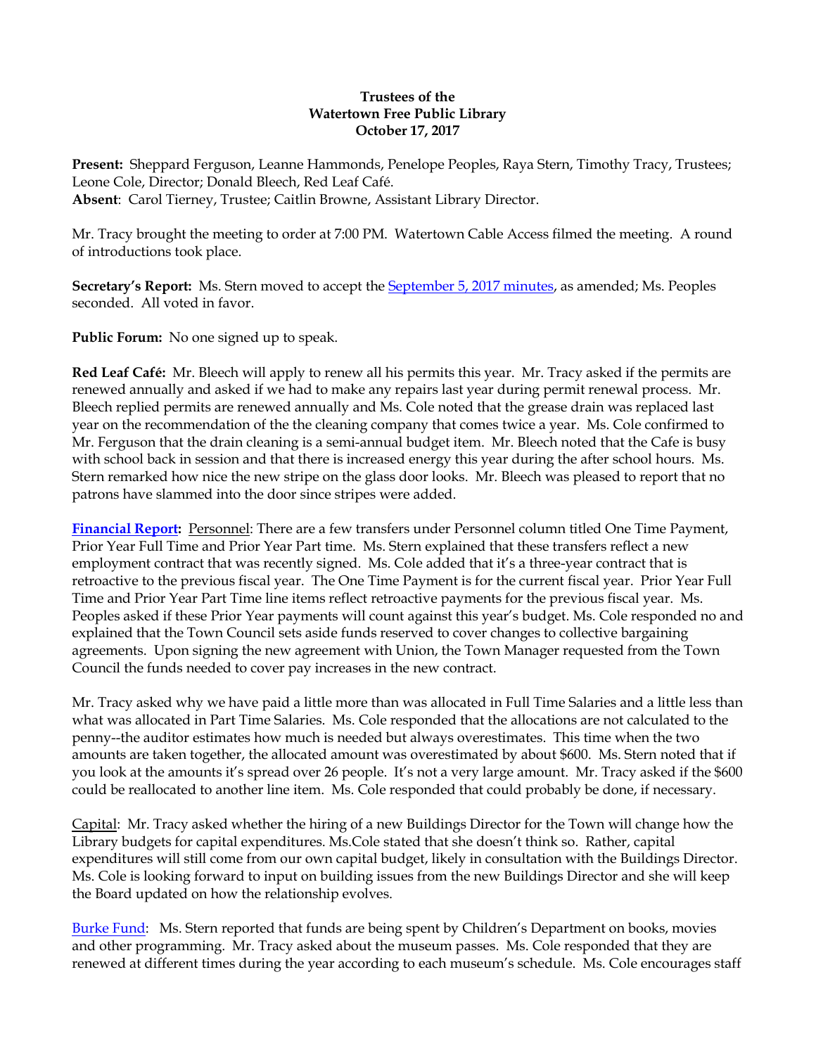**Trustees of the**
**Watertown Free Public Library**
**October 17, 2017**

**Present:** Sheppard Ferguson, Leanne Hammonds, Penelope Peoples, Raya Stern, Timothy Tracy, Trustees; Leone Cole, Director; Donald Bleech, Red Leaf Café.
**Absent**: Carol Tierney, Trustee; Caitlin Browne, Assistant Library Director.

Mr. Tracy brought the meeting to order at 7:00 PM. Watertown Cable Access filmed the meeting. A round of introductions took place.

**Secretary's Report:** Ms. Stern moved to accept the September 5, 2017 minutes, as amended; Ms. Peoples seconded. All voted in favor.

**Public Forum:** No one signed up to speak.

**Red Leaf Café:** Mr. Bleech will apply to renew all his permits this year. Mr. Tracy asked if the permits are renewed annually and asked if we had to make any repairs last year during permit renewal process. Mr. Bleech replied permits are renewed annually and Ms. Cole noted that the grease drain was replaced last year on the recommendation of the the cleaning company that comes twice a year. Ms. Cole confirmed to Mr. Ferguson that the drain cleaning is a semi-annual budget item. Mr. Bleech noted that the Cafe is busy with school back in session and that there is increased energy this year during the after school hours. Ms. Stern remarked how nice the new stripe on the glass door looks. Mr. Bleech was pleased to report that no patrons have slammed into the door since stripes were added.

**Financial Report:** Personnel: There are a few transfers under Personnel column titled One Time Payment, Prior Year Full Time and Prior Year Part time. Ms. Stern explained that these transfers reflect a new employment contract that was recently signed. Ms. Cole added that it's a three-year contract that is retroactive to the previous fiscal year. The One Time Payment is for the current fiscal year. Prior Year Full Time and Prior Year Part Time line items reflect retroactive payments for the previous fiscal year. Ms. Peoples asked if these Prior Year payments will count against this year's budget. Ms. Cole responded no and explained that the Town Council sets aside funds reserved to cover changes to collective bargaining agreements. Upon signing the new agreement with Union, the Town Manager requested from the Town Council the funds needed to cover pay increases in the new contract.

Mr. Tracy asked why we have paid a little more than was allocated in Full Time Salaries and a little less than what was allocated in Part Time Salaries. Ms. Cole responded that the allocations are not calculated to the penny--the auditor estimates how much is needed but always overestimates. This time when the two amounts are taken together, the allocated amount was overestimated by about $600. Ms. Stern noted that if you look at the amounts it's spread over 26 people. It's not a very large amount. Mr. Tracy asked if the $600 could be reallocated to another line item. Ms. Cole responded that could probably be done, if necessary.

Capital: Mr. Tracy asked whether the hiring of a new Buildings Director for the Town will change how the Library budgets for capital expenditures. Ms.Cole stated that she doesn't think so. Rather, capital expenditures will still come from our own capital budget, likely in consultation with the Buildings Director. Ms. Cole is looking forward to input on building issues from the new Buildings Director and she will keep the Board updated on how the relationship evolves.

Burke Fund: Ms. Stern reported that funds are being spent by Children's Department on books, movies and other programming. Mr. Tracy asked about the museum passes. Ms. Cole responded that they are renewed at different times during the year according to each museum's schedule. Ms. Cole encourages staff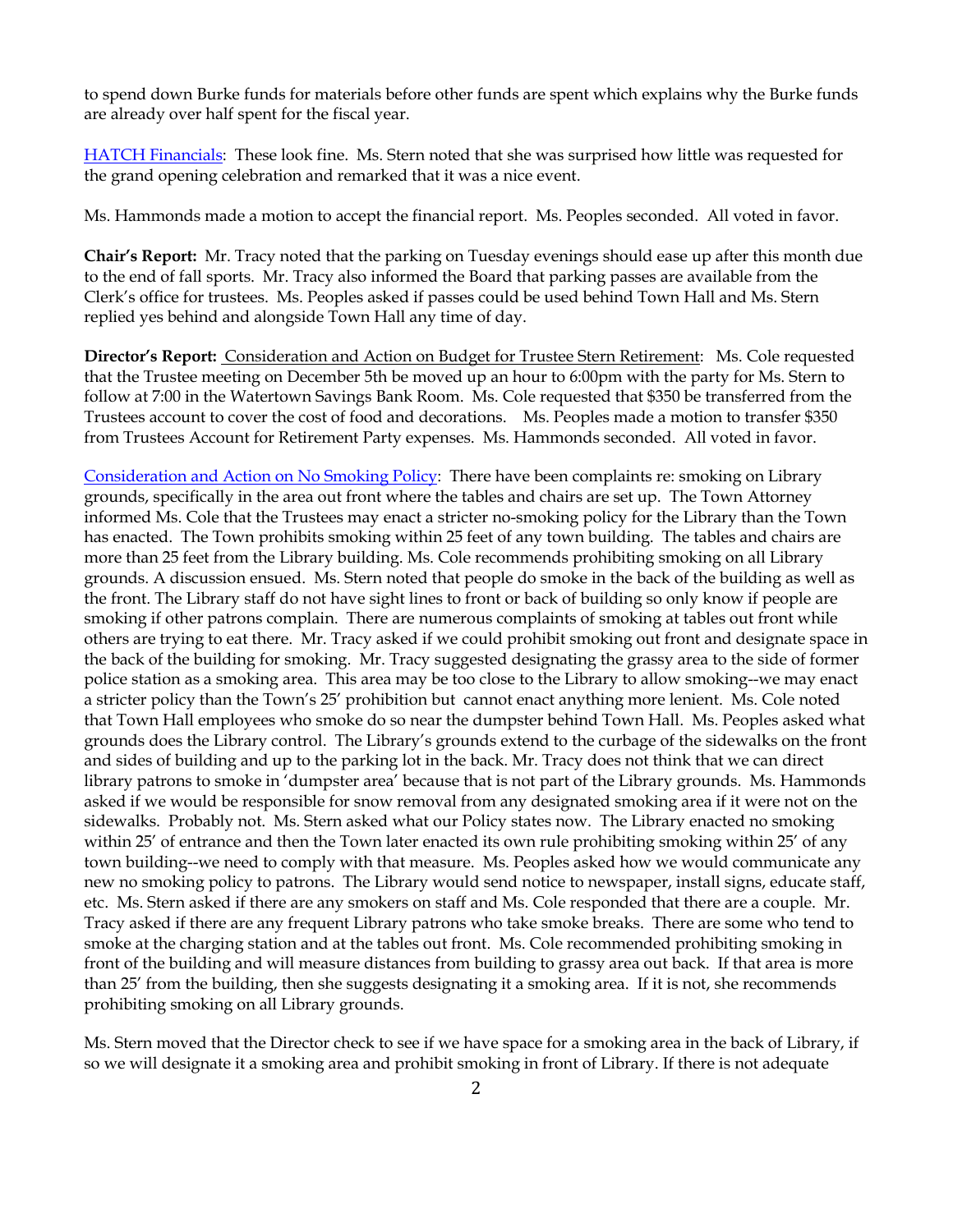to spend down Burke funds for materials before other funds are spent which explains why the Burke funds are already over half spent for the fiscal year.

HATCH Financials: These look fine. Ms. Stern noted that she was surprised how little was requested for the grand opening celebration and remarked that it was a nice event.

Ms. Hammonds made a motion to accept the financial report. Ms. Peoples seconded. All voted in favor.

**Chair's Report:** Mr. Tracy noted that the parking on Tuesday evenings should ease up after this month due to the end of fall sports. Mr. Tracy also informed the Board that parking passes are available from the Clerk's office for trustees. Ms. Peoples asked if passes could be used behind Town Hall and Ms. Stern replied yes behind and alongside Town Hall any time of day.

**Director's Report:** Consideration and Action on Budget for Trustee Stern Retirement: Ms. Cole requested that the Trustee meeting on December 5th be moved up an hour to 6:00pm with the party for Ms. Stern to follow at 7:00 in the Watertown Savings Bank Room. Ms. Cole requested that $350 be transferred from the Trustees account to cover the cost of food and decorations. Ms. Peoples made a motion to transfer $350 from Trustees Account for Retirement Party expenses. Ms. Hammonds seconded. All voted in favor.

Consideration and Action on No Smoking Policy: There have been complaints re: smoking on Library grounds, specifically in the area out front where the tables and chairs are set up. The Town Attorney informed Ms. Cole that the Trustees may enact a stricter no-smoking policy for the Library than the Town has enacted. The Town prohibits smoking within 25 feet of any town building. The tables and chairs are more than 25 feet from the Library building. Ms. Cole recommends prohibiting smoking on all Library grounds. A discussion ensued. Ms. Stern noted that people do smoke in the back of the building as well as the front. The Library staff do not have sight lines to front or back of building so only know if people are smoking if other patrons complain. There are numerous complaints of smoking at tables out front while others are trying to eat there. Mr. Tracy asked if we could prohibit smoking out front and designate space in the back of the building for smoking. Mr. Tracy suggested designating the grassy area to the side of former police station as a smoking area. This area may be too close to the Library to allow smoking--we may enact a stricter policy than the Town's 25′ prohibition but cannot enact anything more lenient. Ms. Cole noted that Town Hall employees who smoke do so near the dumpster behind Town Hall. Ms. Peoples asked what grounds does the Library control. The Library's grounds extend to the curbage of the sidewalks on the front and sides of building and up to the parking lot in the back. Mr. Tracy does not think that we can direct library patrons to smoke in 'dumpster area' because that is not part of the Library grounds. Ms. Hammonds asked if we would be responsible for snow removal from any designated smoking area if it were not on the sidewalks. Probably not. Ms. Stern asked what our Policy states now. The Library enacted no smoking within 25′ of entrance and then the Town later enacted its own rule prohibiting smoking within 25′ of any town building--we need to comply with that measure. Ms. Peoples asked how we would communicate any new no smoking policy to patrons. The Library would send notice to newspaper, install signs, educate staff, etc. Ms. Stern asked if there are any smokers on staff and Ms. Cole responded that there are a couple. Mr. Tracy asked if there are any frequent Library patrons who take smoke breaks. There are some who tend to smoke at the charging station and at the tables out front. Ms. Cole recommended prohibiting smoking in front of the building and will measure distances from building to grassy area out back. If that area is more than 25′ from the building, then she suggests designating it a smoking area. If it is not, she recommends prohibiting smoking on all Library grounds.

Ms. Stern moved that the Director check to see if we have space for a smoking area in the back of Library, if so we will designate it a smoking area and prohibit smoking in front of Library. If there is not adequate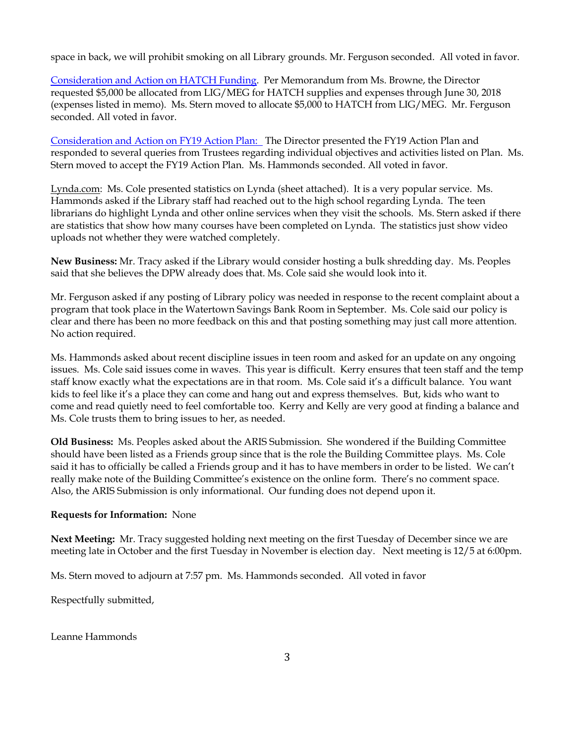space in back, we will prohibit smoking on all Library grounds. Mr. Ferguson seconded. All voted in favor.

Consideration and Action on HATCH Funding. Per Memorandum from Ms. Browne, the Director requested $5,000 be allocated from LIG/MEG for HATCH supplies and expenses through June 30, 2018 (expenses listed in memo). Ms. Stern moved to allocate $5,000 to HATCH from LIG/MEG. Mr. Ferguson seconded. All voted in favor.

Consideration and Action on FY19 Action Plan: The Director presented the FY19 Action Plan and responded to several queries from Trustees regarding individual objectives and activities listed on Plan. Ms. Stern moved to accept the FY19 Action Plan. Ms. Hammonds seconded. All voted in favor.

Lynda.com: Ms. Cole presented statistics on Lynda (sheet attached). It is a very popular service. Ms. Hammonds asked if the Library staff had reached out to the high school regarding Lynda. The teen librarians do highlight Lynda and other online services when they visit the schools. Ms. Stern asked if there are statistics that show how many courses have been completed on Lynda. The statistics just show video uploads not whether they were watched completely.

**New Business:** Mr. Tracy asked if the Library would consider hosting a bulk shredding day. Ms. Peoples said that she believes the DPW already does that. Ms. Cole said she would look into it.

Mr. Ferguson asked if any posting of Library policy was needed in response to the recent complaint about a program that took place in the Watertown Savings Bank Room in September. Ms. Cole said our policy is clear and there has been no more feedback on this and that posting something may just call more attention. No action required.

Ms. Hammonds asked about recent discipline issues in teen room and asked for an update on any ongoing issues. Ms. Cole said issues come in waves. This year is difficult. Kerry ensures that teen staff and the temp staff know exactly what the expectations are in that room. Ms. Cole said it's a difficult balance. You want kids to feel like it's a place they can come and hang out and express themselves. But, kids who want to come and read quietly need to feel comfortable too. Kerry and Kelly are very good at finding a balance and Ms. Cole trusts them to bring issues to her, as needed.

**Old Business:** Ms. Peoples asked about the ARIS Submission. She wondered if the Building Committee should have been listed as a Friends group since that is the role the Building Committee plays. Ms. Cole said it has to officially be called a Friends group and it has to have members in order to be listed. We can't really make note of the Building Committee's existence on the online form. There's no comment space. Also, the ARIS Submission is only informational. Our funding does not depend upon it.

**Requests for Information:** None

**Next Meeting:** Mr. Tracy suggested holding next meeting on the first Tuesday of December since we are meeting late in October and the first Tuesday in November is election day. Next meeting is 12/5 at 6:00pm.

Ms. Stern moved to adjourn at 7:57 pm. Ms. Hammonds seconded. All voted in favor

Respectfully submitted,

Leanne Hammonds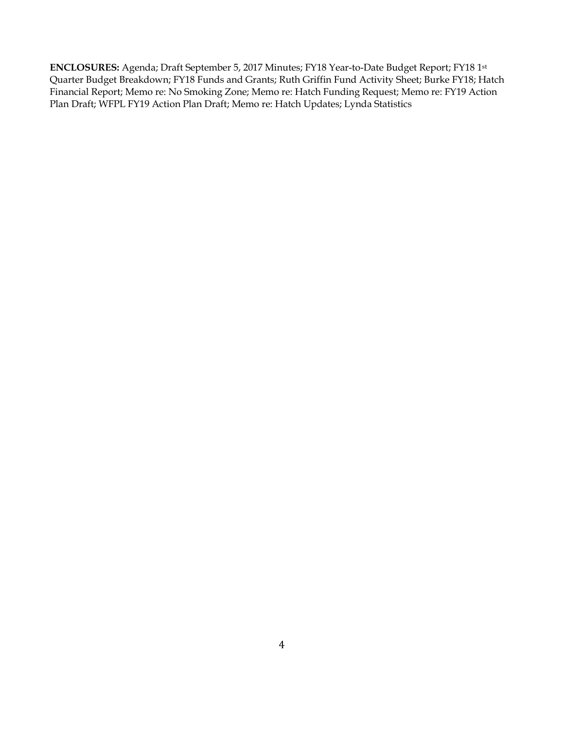**ENCLOSURES:** Agenda; Draft September 5, 2017 Minutes; FY18 Year-to-Date Budget Report; FY18 1st Quarter Budget Breakdown; FY18 Funds and Grants; Ruth Griffin Fund Activity Sheet; Burke FY18; Hatch Financial Report; Memo re: No Smoking Zone; Memo re: Hatch Funding Request; Memo re: FY19 Action Plan Draft; WFPL FY19 Action Plan Draft; Memo re: Hatch Updates; Lynda Statistics